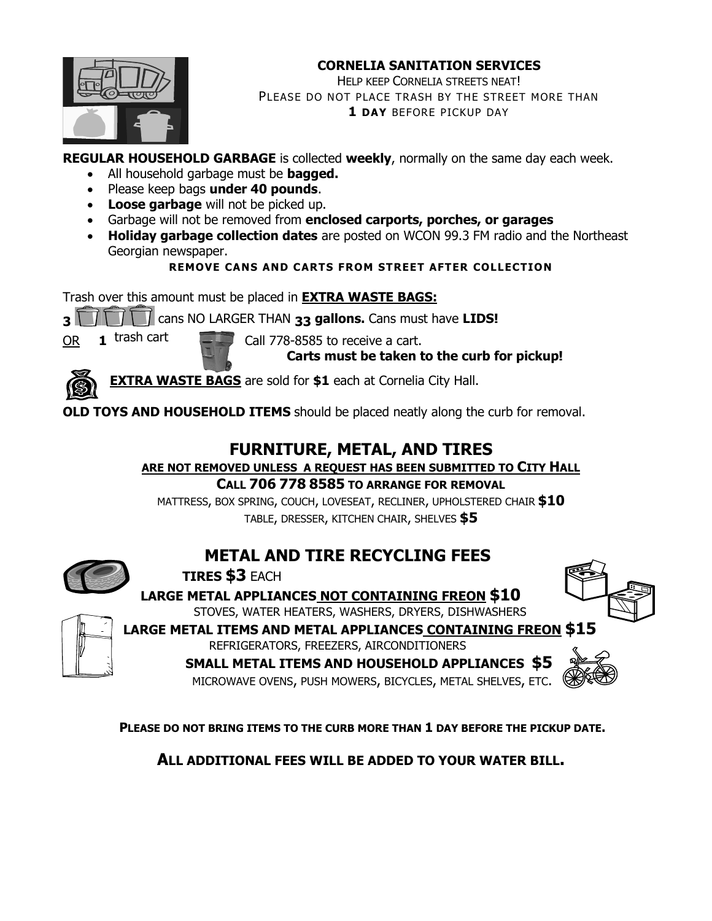# CORNELIA SANITATION SERVICES

HELP KEEP CORNELIA STREETS NEAT!
PLEASE DO NOT PLACE TRASH BY THE STREET MORE THAN
**1 DAY** BEFORE PICKUP DAY

**REGULAR HOUSEHOLD GARBAGE** is collected **weekly**, normally on the same day each week.

- All household garbage must be **bagged.**
- Please keep bags **under 40 pounds**.
- **Loose garbage** will not be picked up.
- Garbage will not be removed from **enclosed carports, porches, or garages**
- **Holiday garbage collection dates** are posted on WCON 99.3 FM radio and the Northeast Georgian newspaper.

**REMOVE CANS AND CARTS FROM STREET AFTER COLLECTION**

Trash over this amount must be placed in **EXTRA WASTE BAGS:**

**3** cans NO LARGER THAN **33 gallons.** Cans must have **LIDS!**

OR **1** trash cart — Call 778-8585 to receive a cart.
**Carts must be taken to the curb for pickup!**

**EXTRA WASTE BAGS** are sold for **$1** each at Cornelia City Hall.

**OLD TOYS AND HOUSEHOLD ITEMS** should be placed neatly along the curb for removal.

## FURNITURE, METAL, AND TIRES

**ARE NOT REMOVED UNLESS A REQUEST HAS BEEN SUBMITTED TO CITY HALL**

**CALL 706 778 8585 TO ARRANGE FOR REMOVAL**

MATTRESS, BOX SPRING, COUCH, LOVESEAT, RECLINER, UPHOLSTERED CHAIR **$10**

TABLE, DRESSER, KITCHEN CHAIR, SHELVES **$5**

## METAL AND TIRE RECYCLING FEES

**TIRES $3** EACH

**LARGE METAL APPLIANCES NOT CONTAINING FREON $10**
STOVES, WATER HEATERS, WASHERS, DRYERS, DISHWASHERS

**LARGE METAL ITEMS AND METAL APPLIANCES CONTAINING FREON $15**
REFRIGERATORS, FREEZERS, AIRCONDITIONERS

**SMALL METAL ITEMS AND HOUSEHOLD APPLIANCES $5**
MICROWAVE OVENS, PUSH MOWERS, BICYCLES, METAL SHELVES, ETC.

**PLEASE DO NOT BRING ITEMS TO THE CURB MORE THAN 1 DAY BEFORE THE PICKUP DATE.**

**ALL ADDITIONAL FEES WILL BE ADDED TO YOUR WATER BILL.**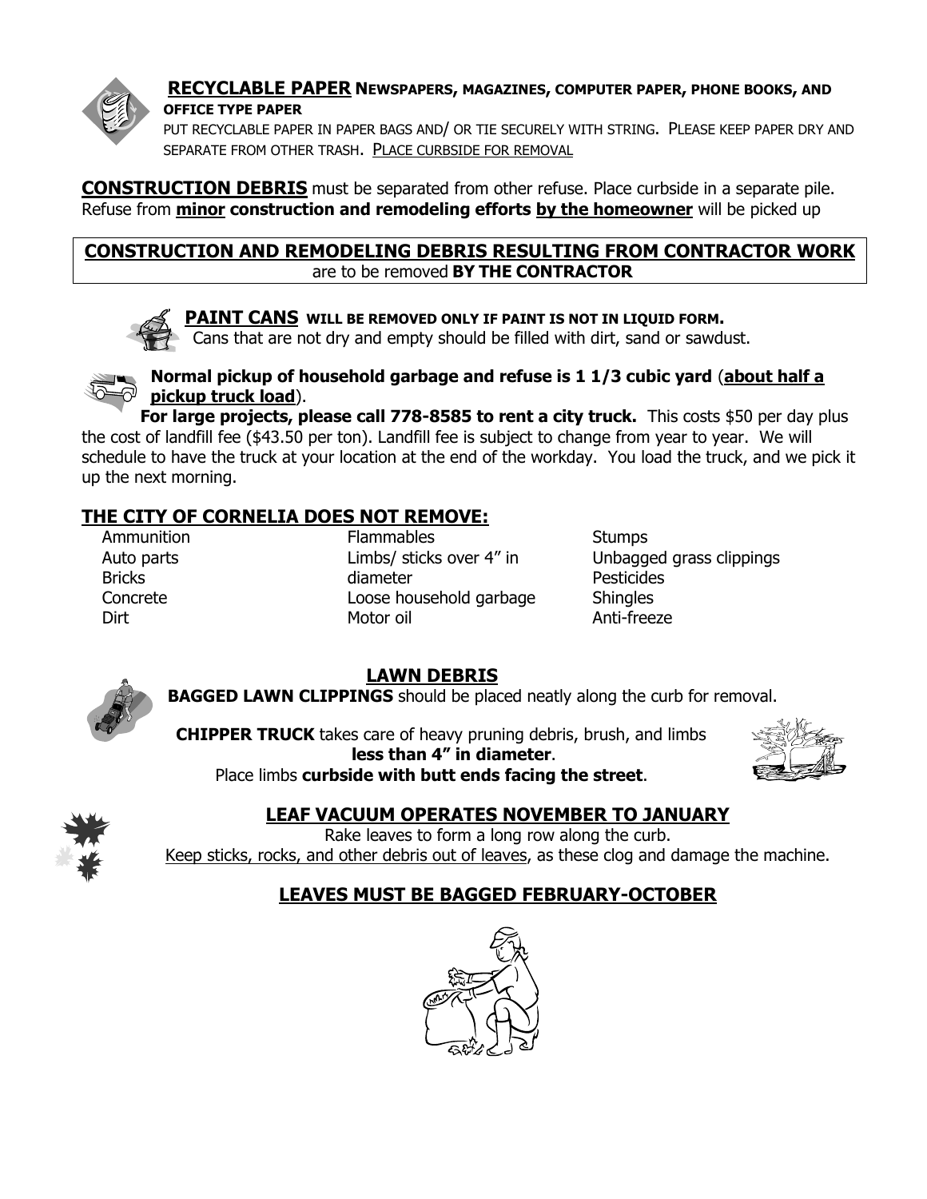**RECYCLABLE PAPER** **NEWSPAPERS, MAGAZINES, COMPUTER PAPER, PHONE BOOKS, AND OFFICE TYPE PAPER**

PUT RECYCLABLE PAPER IN PAPER BAGS AND/ OR TIE SECURELY WITH STRING. PLEASE KEEP PAPER DRY AND SEPARATE FROM OTHER TRASH. PLACE CURBSIDE FOR REMOVAL

**CONSTRUCTION DEBRIS** must be separated from other refuse. Place curbside in a separate pile. Refuse from **minor construction and remodeling efforts by the homeowner** will be picked up

**CONSTRUCTION AND REMODELING DEBRIS RESULTING FROM CONTRACTOR WORK**
are to be removed **BY THE CONTRACTOR**

**PAINT CANS** **WILL BE REMOVED ONLY IF PAINT IS NOT IN LIQUID FORM.**
Cans that are not dry and empty should be filled with dirt, sand or sawdust.

**Normal pickup of household garbage and refuse is 1 1/3 cubic yard** (**about half a pickup truck load**).

**For large projects, please call 778-8585 to rent a city truck.** This costs $50 per day plus the cost of landfill fee ($43.50 per ton). Landfill fee is subject to change from year to year. We will schedule to have the truck at your location at the end of the workday. You load the truck, and we pick it up the next morning.

## THE CITY OF CORNELIA DOES NOT REMOVE:

- Ammunition
- Auto parts
- Bricks
- Concrete
- Dirt
- Flammables
- Limbs/ sticks over 4" in diameter
- Loose household garbage
- Motor oil
- Stumps
- Unbagged grass clippings
- Pesticides
- Shingles
- Anti-freeze

## LAWN DEBRIS

**BAGGED LAWN CLIPPINGS** should be placed neatly along the curb for removal.

**CHIPPER TRUCK** takes care of heavy pruning debris, brush, and limbs **less than 4" in diameter**.
Place limbs **curbside with butt ends facing the street**.

## LEAF VACUUM OPERATES NOVEMBER TO JANUARY

Rake leaves to form a long row along the curb.
Keep sticks, rocks, and other debris out of leaves, as these clog and damage the machine.

## LEAVES MUST BE BAGGED FEBRUARY-OCTOBER